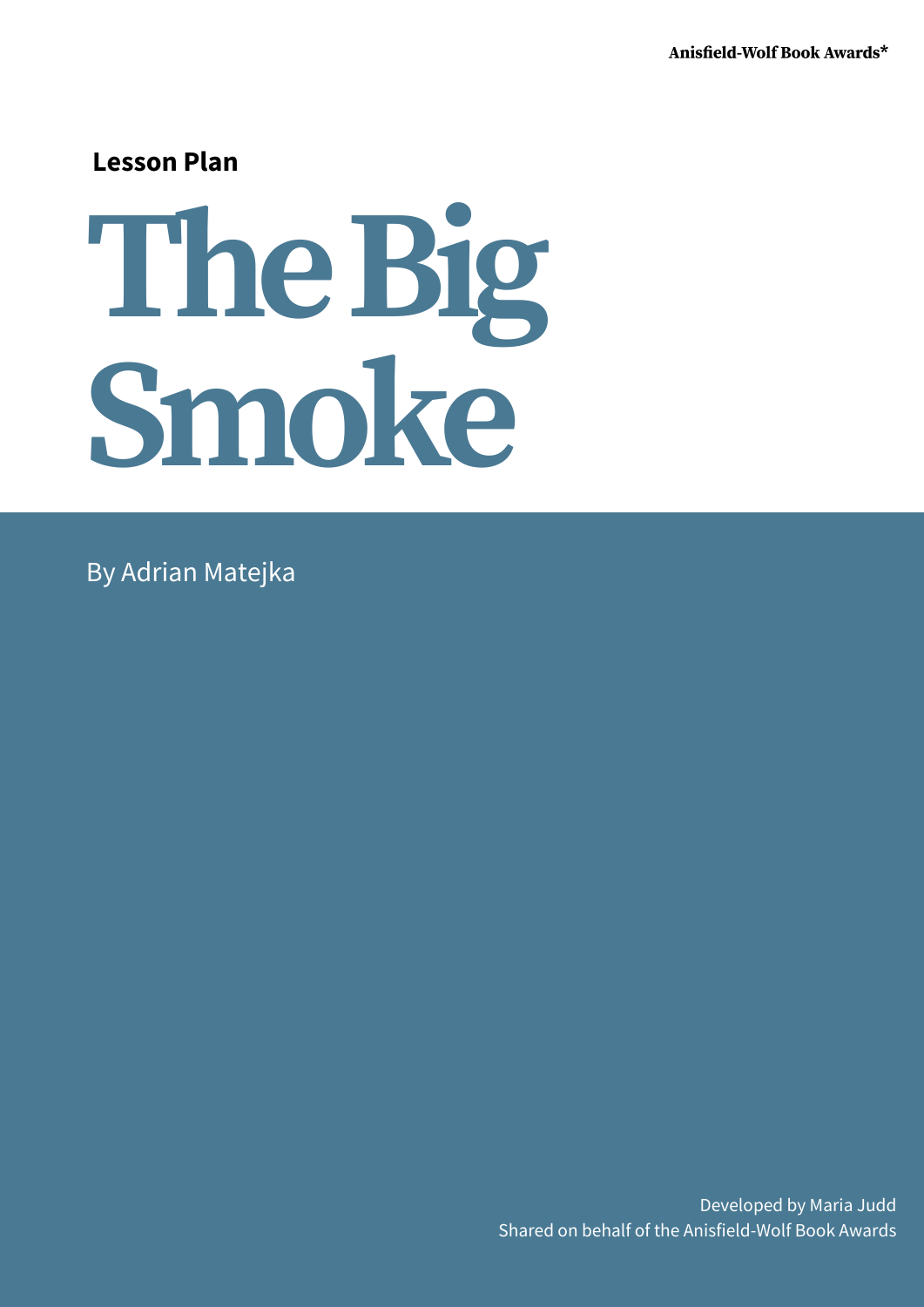Anisfield-Wolf Book Awards*

Lesson Plan

# The Big Smoke

By Adrian Matejka

Developed by Maria Judd
Shared on behalf of the Anisfield-Wolf Book Awards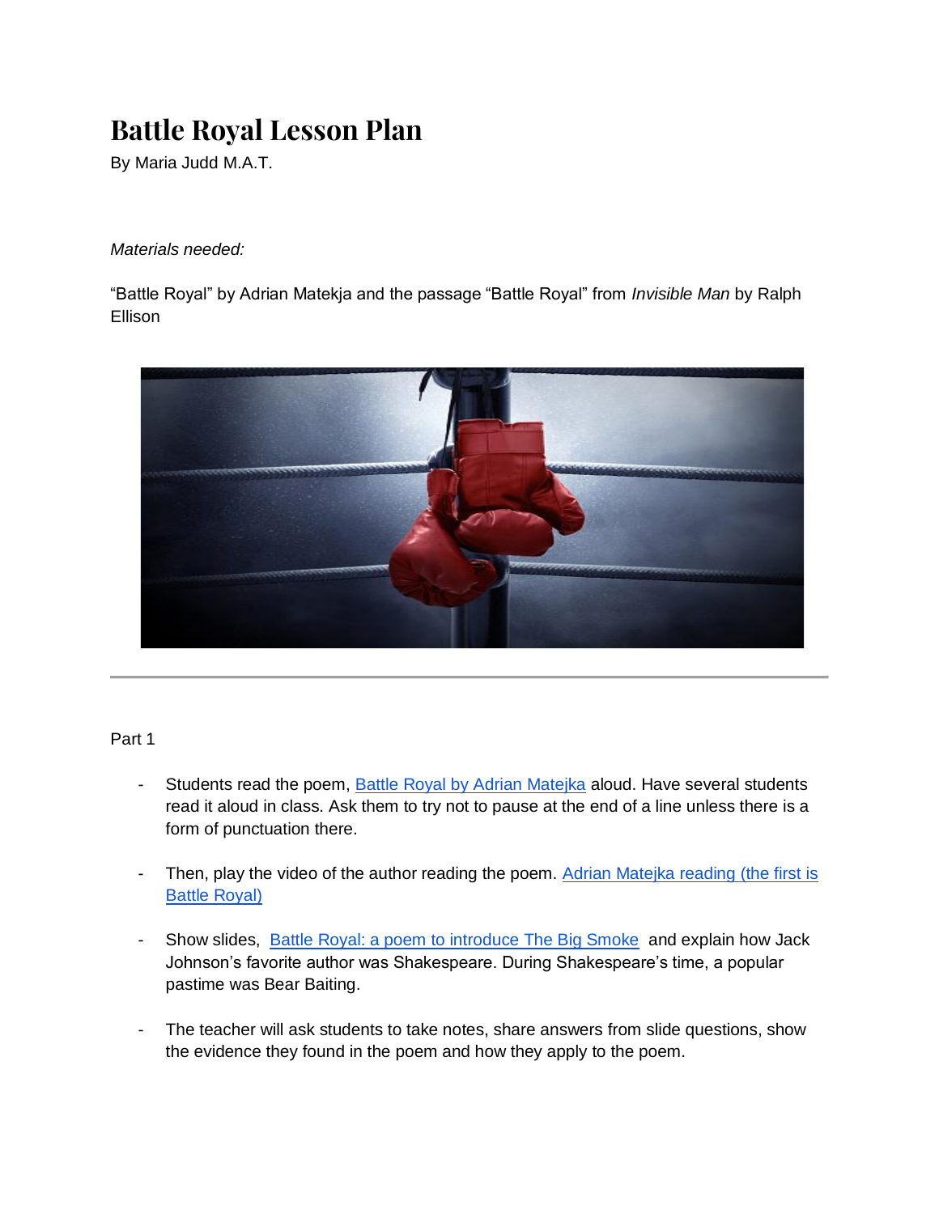# Battle Royal Lesson Plan

By Maria Judd M.A.T.

*Materials needed:*

"Battle Royal" by Adrian Matekja and the passage "Battle Royal" from *Invisible Man* by Ralph Ellison

---

Part 1

- Students read the poem, [Battle Royal by Adrian Matejka]() aloud. Have several students read it aloud in class. Ask them to try not to pause at the end of a line unless there is a form of punctuation there.

- Then, play the video of the author reading the poem. [Adrian Matejka reading (the first is Battle Royal)]()

- Show slides, [Battle Royal: a poem to introduce The Big Smoke]() and explain how Jack Johnson's favorite author was Shakespeare. During Shakespeare's time, a popular pastime was Bear Baiting.

- The teacher will ask students to take notes, share answers from slide questions, show the evidence they found in the poem and how they apply to the poem.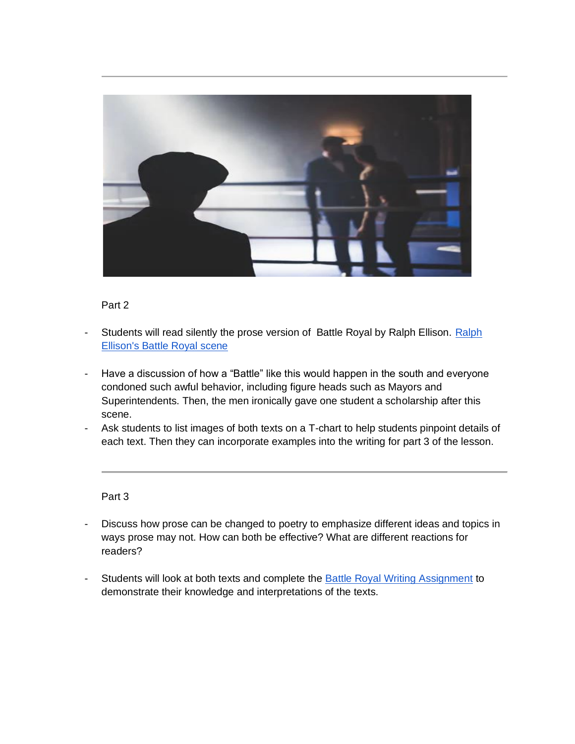Part 2

- Students will read silently the prose version of Battle Royal by Ralph Ellison. [Ralph Ellison's Battle Royal scene]

- Have a discussion of how a "Battle" like this would happen in the south and everyone condoned such awful behavior, including figure heads such as Mayors and Superintendents. Then, the men ironically gave one student a scholarship after this scene.
- Ask students to list images of both texts on a T-chart to help students pinpoint details of each text. Then they can incorporate examples into the writing for part 3 of the lesson.

---

Part 3

- Discuss how prose can be changed to poetry to emphasize different ideas and topics in ways prose may not. How can both be effective? What are different reactions for readers?

- Students will look at both texts and complete the [Battle Royal Writing Assignment] to demonstrate their knowledge and interpretations of the texts.